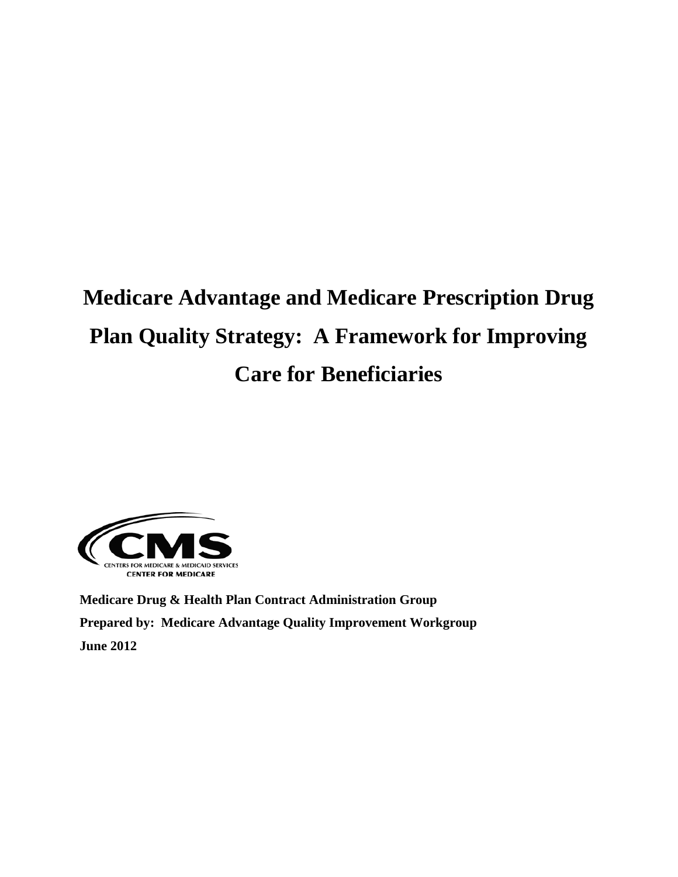# Medicare Advantage and Medicare Prescription Drug Plan Quality Strategy: A Framework for Improving Care for Beneficiaries

CMS
CENTERS FOR MEDICARE & MEDICAID SERVICES
CENTER FOR MEDICARE

**Medicare Drug & Health Plan Contract Administration Group**

**Prepared by: Medicare Advantage Quality Improvement Workgroup**

**June 2012**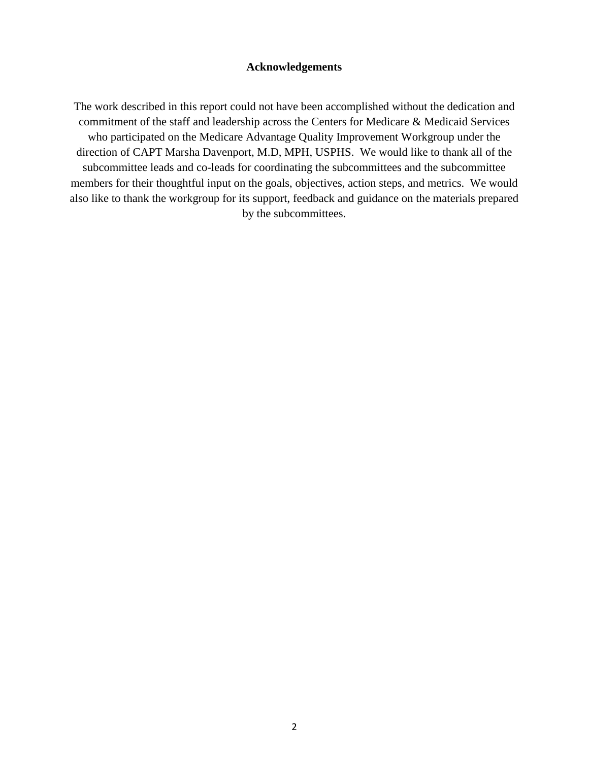## Acknowledgements

The work described in this report could not have been accomplished without the dedication and commitment of the staff and leadership across the Centers for Medicare & Medicaid Services who participated on the Medicare Advantage Quality Improvement Workgroup under the direction of CAPT Marsha Davenport, M.D, MPH, USPHS. We would like to thank all of the subcommittee leads and co-leads for coordinating the subcommittees and the subcommittee members for their thoughtful input on the goals, objectives, action steps, and metrics. We would also like to thank the workgroup for its support, feedback and guidance on the materials prepared by the subcommittees.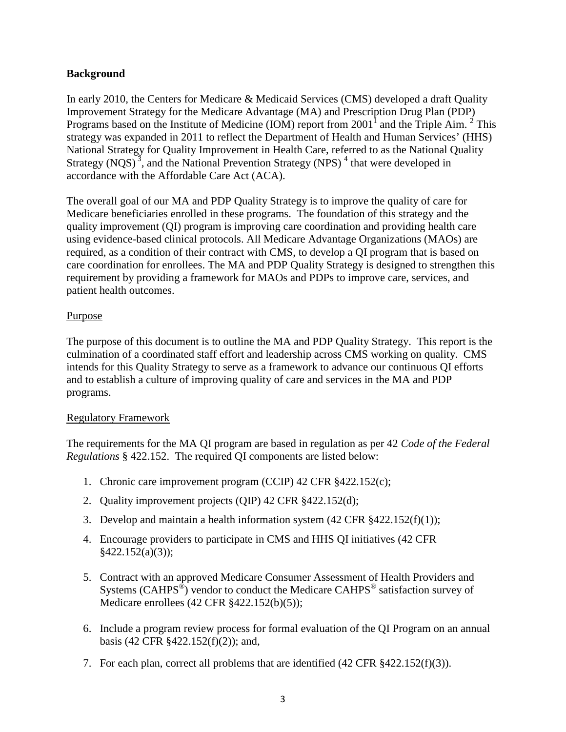**Background**

In early 2010, the Centers for Medicare & Medicaid Services (CMS) developed a draft Quality Improvement Strategy for the Medicare Advantage (MA) and Prescription Drug Plan (PDP) Programs based on the Institute of Medicine (IOM) report from 2001[1] and the Triple Aim.[2] This strategy was expanded in 2011 to reflect the Department of Health and Human Services' (HHS) National Strategy for Quality Improvement in Health Care, referred to as the National Quality Strategy (NQS)[3], and the National Prevention Strategy (NPS)[4] that were developed in accordance with the Affordable Care Act (ACA).

The overall goal of our MA and PDP Quality Strategy is to improve the quality of care for Medicare beneficiaries enrolled in these programs. The foundation of this strategy and the quality improvement (QI) program is improving care coordination and providing health care using evidence-based clinical protocols. All Medicare Advantage Organizations (MAOs) are required, as a condition of their contract with CMS, to develop a QI program that is based on care coordination for enrollees. The MA and PDP Quality Strategy is designed to strengthen this requirement by providing a framework for MAOs and PDPs to improve care, services, and patient health outcomes.

<u>Purpose</u>

The purpose of this document is to outline the MA and PDP Quality Strategy. This report is the culmination of a coordinated staff effort and leadership across CMS working on quality. CMS intends for this Quality Strategy to serve as a framework to advance our continuous QI efforts and to establish a culture of improving quality of care and services in the MA and PDP programs.

<u>Regulatory Framework</u>

The requirements for the MA QI program are based in regulation as per 42 *Code of the Federal Regulations* § 422.152. The required QI components are listed below:

1. Chronic care improvement program (CCIP) 42 CFR §422.152(c);
2. Quality improvement projects (QIP) 42 CFR §422.152(d);
3. Develop and maintain a health information system (42 CFR §422.152(f)(1));
4. Encourage providers to participate in CMS and HHS QI initiatives (42 CFR §422.152(a)(3));
5. Contract with an approved Medicare Consumer Assessment of Health Providers and Systems (CAHPS®) vendor to conduct the Medicare CAHPS® satisfaction survey of Medicare enrollees (42 CFR §422.152(b)(5));
6. Include a program review process for formal evaluation of the QI Program on an annual basis (42 CFR §422.152(f)(2)); and,
7. For each plan, correct all problems that are identified (42 CFR §422.152(f)(3)).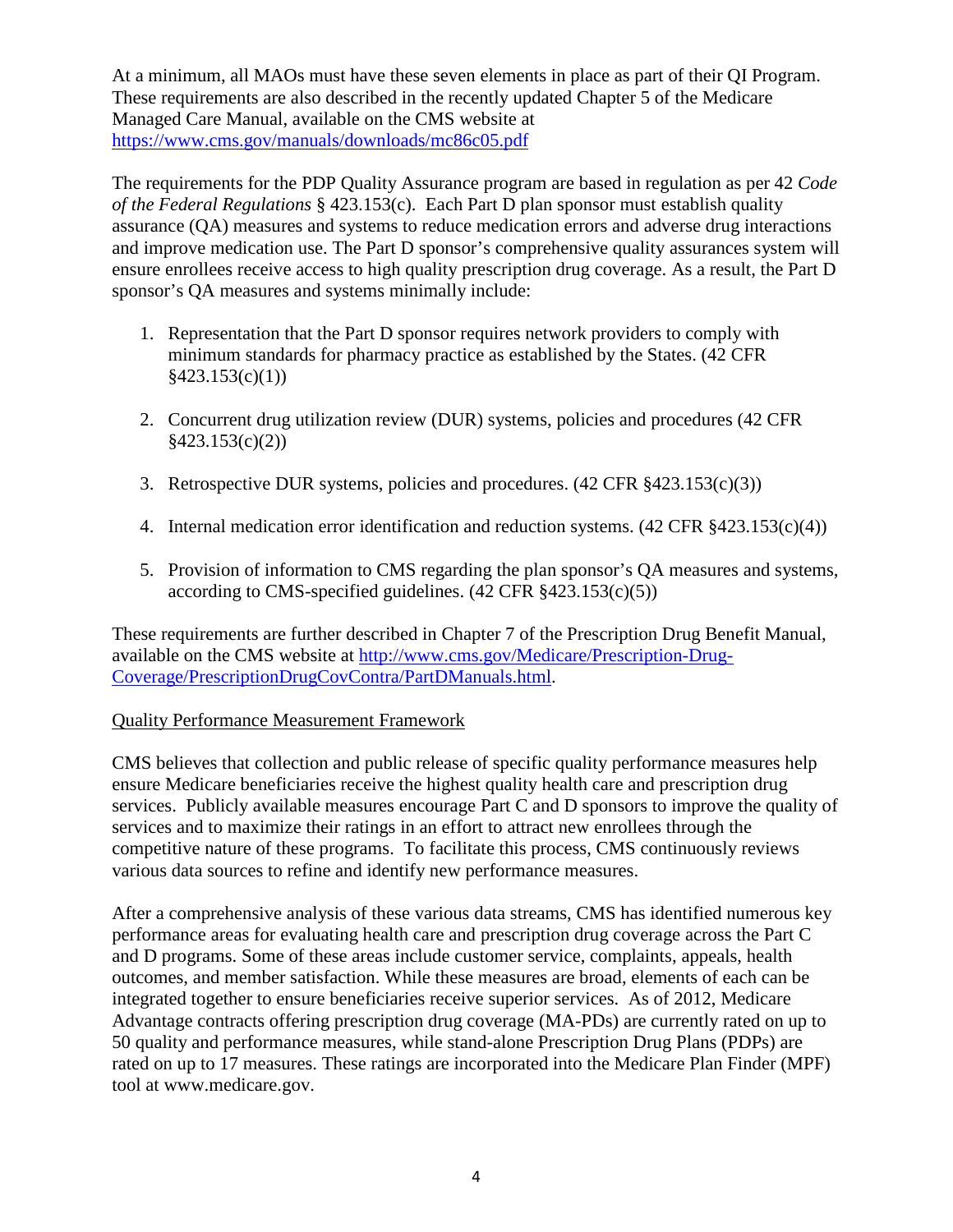At a minimum, all MAOs must have these seven elements in place as part of their QI Program. These requirements are also described in the recently updated Chapter 5 of the Medicare Managed Care Manual, available on the CMS website at https://www.cms.gov/manuals/downloads/mc86c05.pdf

The requirements for the PDP Quality Assurance program are based in regulation as per 42 *Code of the Federal Regulations* § 423.153(c). Each Part D plan sponsor must establish quality assurance (QA) measures and systems to reduce medication errors and adverse drug interactions and improve medication use. The Part D sponsor's comprehensive quality assurances system will ensure enrollees receive access to high quality prescription drug coverage. As a result, the Part D sponsor's QA measures and systems minimally include:

1. Representation that the Part D sponsor requires network providers to comply with minimum standards for pharmacy practice as established by the States. (42 CFR §423.153(c)(1))

2. Concurrent drug utilization review (DUR) systems, policies and procedures (42 CFR §423.153(c)(2))

3. Retrospective DUR systems, policies and procedures. (42 CFR §423.153(c)(3))

4. Internal medication error identification and reduction systems. (42 CFR §423.153(c)(4))

5. Provision of information to CMS regarding the plan sponsor's QA measures and systems, according to CMS-specified guidelines. (42 CFR §423.153(c)(5))

These requirements are further described in Chapter 7 of the Prescription Drug Benefit Manual, available on the CMS website at http://www.cms.gov/Medicare/Prescription-Drug-Coverage/PrescriptionDrugCovContra/PartDManuals.html.

Quality Performance Measurement Framework

CMS believes that collection and public release of specific quality performance measures help ensure Medicare beneficiaries receive the highest quality health care and prescription drug services. Publicly available measures encourage Part C and D sponsors to improve the quality of services and to maximize their ratings in an effort to attract new enrollees through the competitive nature of these programs. To facilitate this process, CMS continuously reviews various data sources to refine and identify new performance measures.

After a comprehensive analysis of these various data streams, CMS has identified numerous key performance areas for evaluating health care and prescription drug coverage across the Part C and D programs. Some of these areas include customer service, complaints, appeals, health outcomes, and member satisfaction. While these measures are broad, elements of each can be integrated together to ensure beneficiaries receive superior services. As of 2012, Medicare Advantage contracts offering prescription drug coverage (MA-PDs) are currently rated on up to 50 quality and performance measures, while stand-alone Prescription Drug Plans (PDPs) are rated on up to 17 measures. These ratings are incorporated into the Medicare Plan Finder (MPF) tool at www.medicare.gov.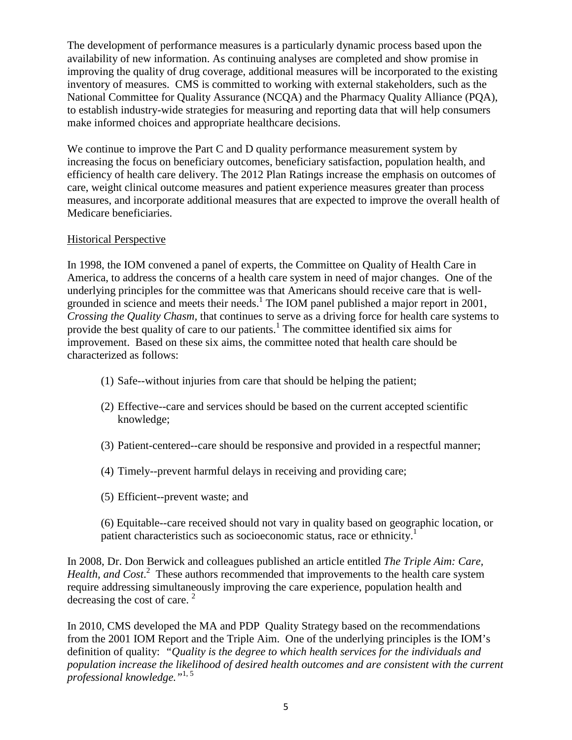The development of performance measures is a particularly dynamic process based upon the availability of new information. As continuing analyses are completed and show promise in improving the quality of drug coverage, additional measures will be incorporated to the existing inventory of measures. CMS is committed to working with external stakeholders, such as the National Committee for Quality Assurance (NCQA) and the Pharmacy Quality Alliance (PQA), to establish industry-wide strategies for measuring and reporting data that will help consumers make informed choices and appropriate healthcare decisions.

We continue to improve the Part C and D quality performance measurement system by increasing the focus on beneficiary outcomes, beneficiary satisfaction, population health, and efficiency of health care delivery. The 2012 Plan Ratings increase the emphasis on outcomes of care, weight clinical outcome measures and patient experience measures greater than process measures, and incorporate additional measures that are expected to improve the overall health of Medicare beneficiaries.

## Historical Perspective

In 1998, the IOM convened a panel of experts, the Committee on Quality of Health Care in America, to address the concerns of a health care system in need of major changes. One of the underlying principles for the committee was that Americans should receive care that is well-grounded in science and meets their needs.[1] The IOM panel published a major report in 2001, *Crossing the Quality Chasm,* that continues to serve as a driving force for health care systems to provide the best quality of care to our patients.[1] The committee identified six aims for improvement. Based on these six aims, the committee noted that health care should be characterized as follows:

(1) Safe--without injuries from care that should be helping the patient;

(2) Effective--care and services should be based on the current accepted scientific knowledge;

(3) Patient-centered--care should be responsive and provided in a respectful manner;

(4) Timely--prevent harmful delays in receiving and providing care;

(5) Efficient--prevent waste; and

(6) Equitable--care received should not vary in quality based on geographic location, or patient characteristics such as socioeconomic status, race or ethnicity.[1]

In 2008, Dr. Don Berwick and colleagues published an article entitled *The Triple Aim: Care, Health, and Cost*.[2] These authors recommended that improvements to the health care system require addressing simultaneously improving the care experience, population health and decreasing the cost of care.[2]

In 2010, CMS developed the MA and PDP Quality Strategy based on the recommendations from the 2001 IOM Report and the Triple Aim. One of the underlying principles is the IOM's definition of quality: *"Quality is the degree to which health services for the individuals and population increase the likelihood of desired health outcomes and are consistent with the current professional knowledge."*[1, 5]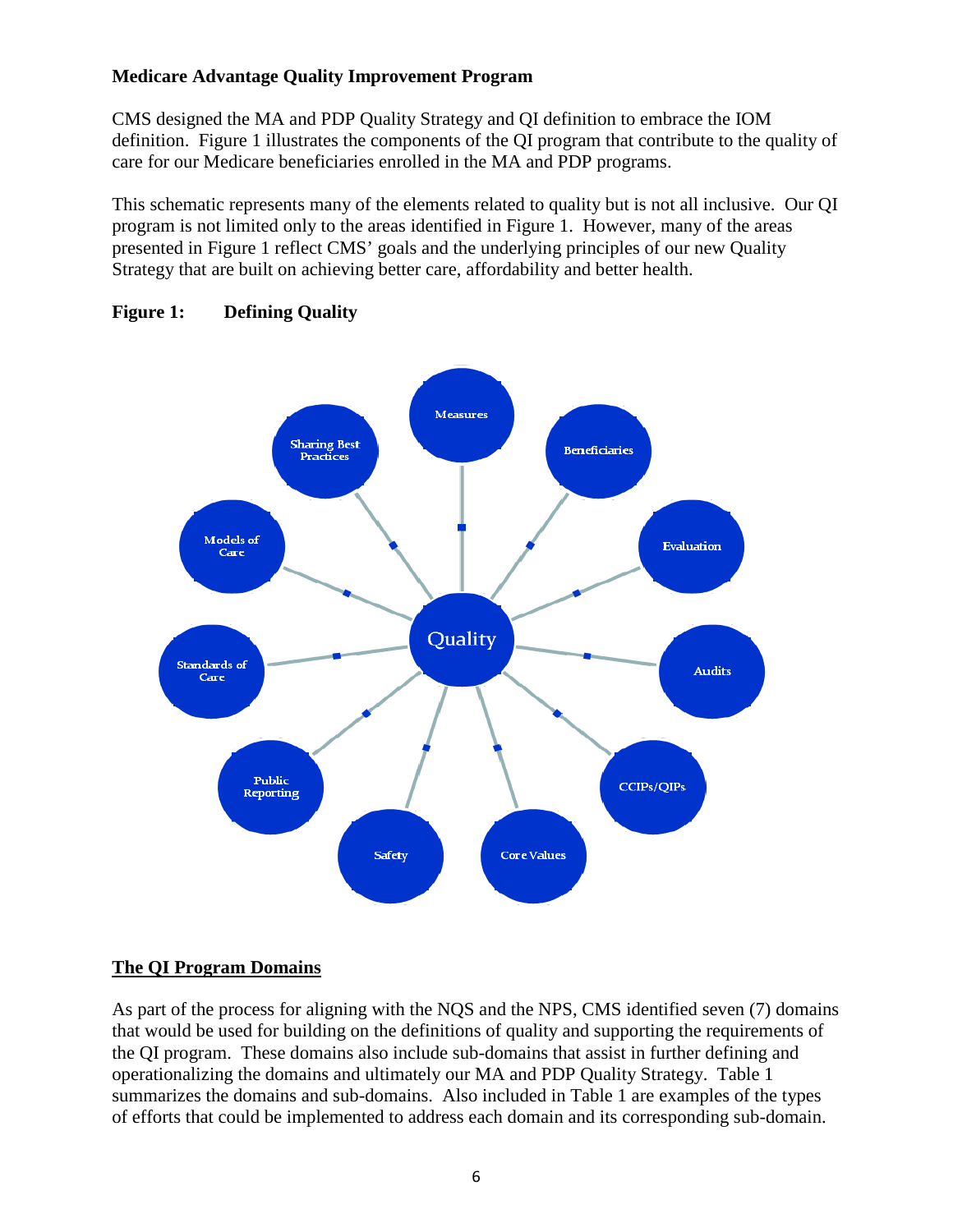**Medicare Advantage Quality Improvement Program**

CMS designed the MA and PDP Quality Strategy and QI definition to embrace the IOM definition. Figure 1 illustrates the components of the QI program that contribute to the quality of care for our Medicare beneficiaries enrolled in the MA and PDP programs.

This schematic represents many of the elements related to quality but is not all inclusive. Our QI program is not limited only to the areas identified in Figure 1. However, many of the areas presented in Figure 1 reflect CMS' goals and the underlying principles of our new Quality Strategy that are built on achieving better care, affordability and better health.

**Figure 1: Defining Quality**

Quality

- Measures
- Beneficiaries
- Evaluation
- Audits
- CCIPs/QIPs
- Core Values
- Safety
- Public Reporting
- Standards of Care
- Models of Care
- Sharing Best Practices

## The QI Program Domains

As part of the process for aligning with the NQS and the NPS, CMS identified seven (7) domains that would be used for building on the definitions of quality and supporting the requirements of the QI program. These domains also include sub-domains that assist in further defining and operationalizing the domains and ultimately our MA and PDP Quality Strategy. Table 1 summarizes the domains and sub-domains. Also included in Table 1 are examples of the types of efforts that could be implemented to address each domain and its corresponding sub-domain.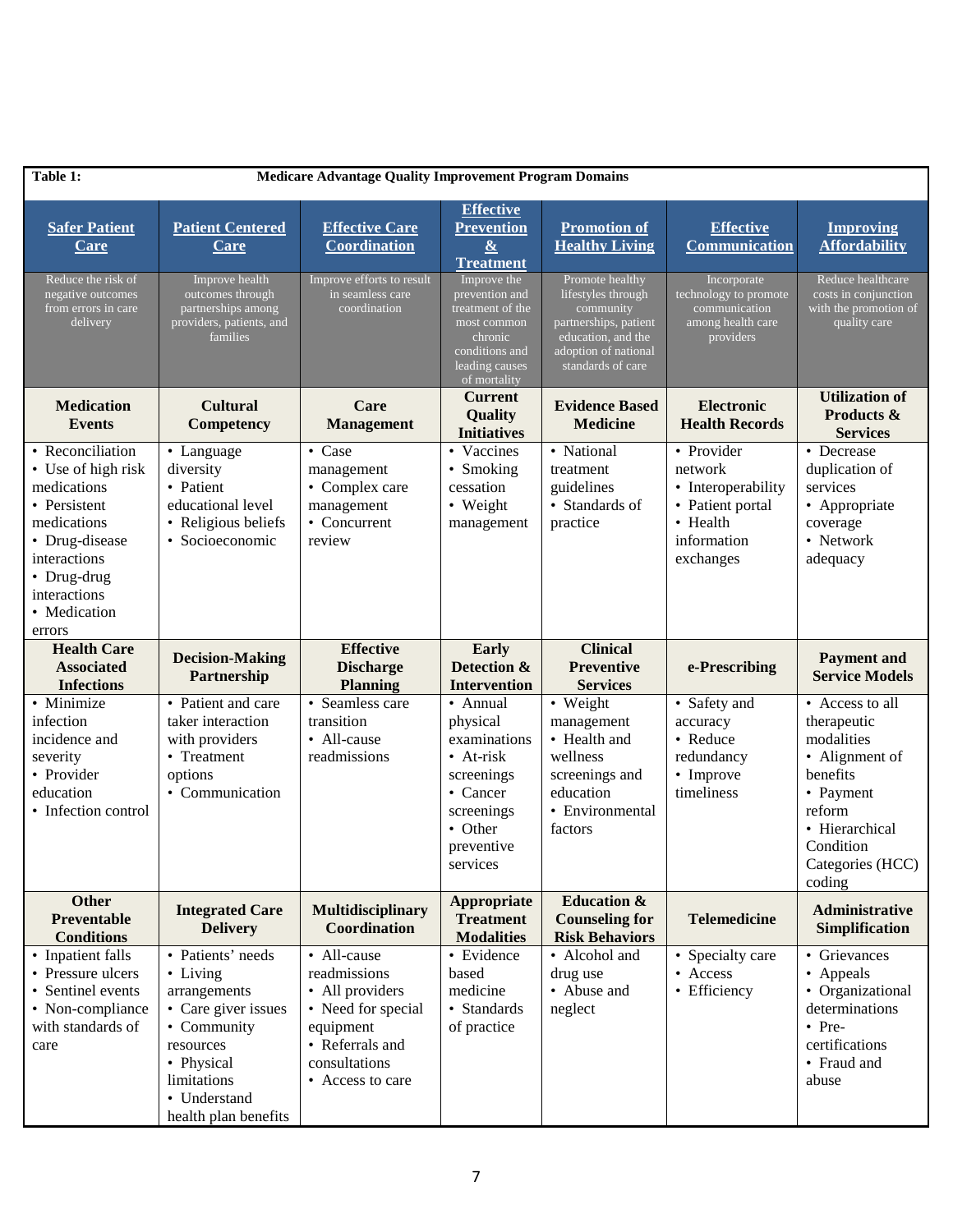**Table 1: Medicare Advantage Quality Improvement Program Domains**

| Safer Patient Care | Patient Centered Care | Effective Care Coordination | Effective Prevention & Treatment | Promotion of Healthy Living | Effective Communication | Improving Affordability |
|---|---|---|---|---|---|---|
| Reduce the risk of negative outcomes from errors in care delivery | Improve health outcomes through partnerships among providers, patients, and families | Improve efforts to result in seamless care coordination | Improve the prevention and treatment of the most common chronic conditions and leading causes of mortality | Promote healthy lifestyles through community partnerships, patient education, and the adoption of national standards of care | Incorporate technology to promote communication among health care providers | Reduce healthcare costs in conjunction with the promotion of quality care |
| **Medication Events** | **Cultural Competency** | **Care Management** | **Current Quality Initiatives** | **Evidence Based Medicine** | **Electronic Health Records** | **Utilization of Products & Services** |
| • Reconciliation<br>• Use of high risk medications<br>• Persistent medications<br>• Drug-disease interactions<br>• Drug-drug interactions<br>• Medication errors | • Language diversity<br>• Patient educational level<br>• Religious beliefs<br>• Socioeconomic | • Case management<br>• Complex care management<br>• Concurrent review | • Vaccines<br>• Smoking cessation<br>• Weight management | • National treatment guidelines<br>• Standards of practice | • Provider network<br>• Interoperability<br>• Patient portal<br>• Health information exchanges | • Decrease duplication of services<br>• Appropriate coverage<br>• Network adequacy |
| **Health Care Associated Infections** | **Decision-Making Partnership** | **Effective Discharge Planning** | **Early Detection & Intervention** | **Clinical Preventive Services** | **e-Prescribing** | **Payment and Service Models** |
| • Minimize infection incidence and severity<br>• Provider education<br>• Infection control | • Patient and care taker interaction with providers<br>• Treatment options<br>• Communication | • Seamless care transition<br>• All-cause readmissions | • Annual physical examinations<br>• At-risk screenings<br>• Cancer screenings<br>• Other preventive services | • Weight management<br>• Health and wellness screenings and education<br>• Environmental factors | • Safety and accuracy<br>• Reduce redundancy<br>• Improve timeliness | • Access to all therapeutic modalities<br>• Alignment of benefits<br>• Payment reform<br>• Hierarchical Condition Categories (HCC) coding |
| **Other Preventable Conditions** | **Integrated Care Delivery** | **Multidisciplinary Coordination** | **Appropriate Treatment Modalities** | **Education & Counseling for Risk Behaviors** | **Telemedicine** | **Administrative Simplification** |
| • Inpatient falls<br>• Pressure ulcers<br>• Sentinel events<br>• Non-compliance with standards of care | • Patients' needs<br>• Living arrangements<br>• Care giver issues<br>• Community resources<br>• Physical limitations<br>• Understand health plan benefits | • All-cause readmissions<br>• All providers<br>• Need for special equipment<br>• Referrals and consultations<br>• Access to care | • Evidence based medicine<br>• Standards of practice | • Alcohol and drug use<br>• Abuse and neglect | • Specialty care<br>• Access<br>• Efficiency | • Grievances<br>• Appeals<br>• Organizational determinations<br>• Pre-certifications<br>• Fraud and abuse |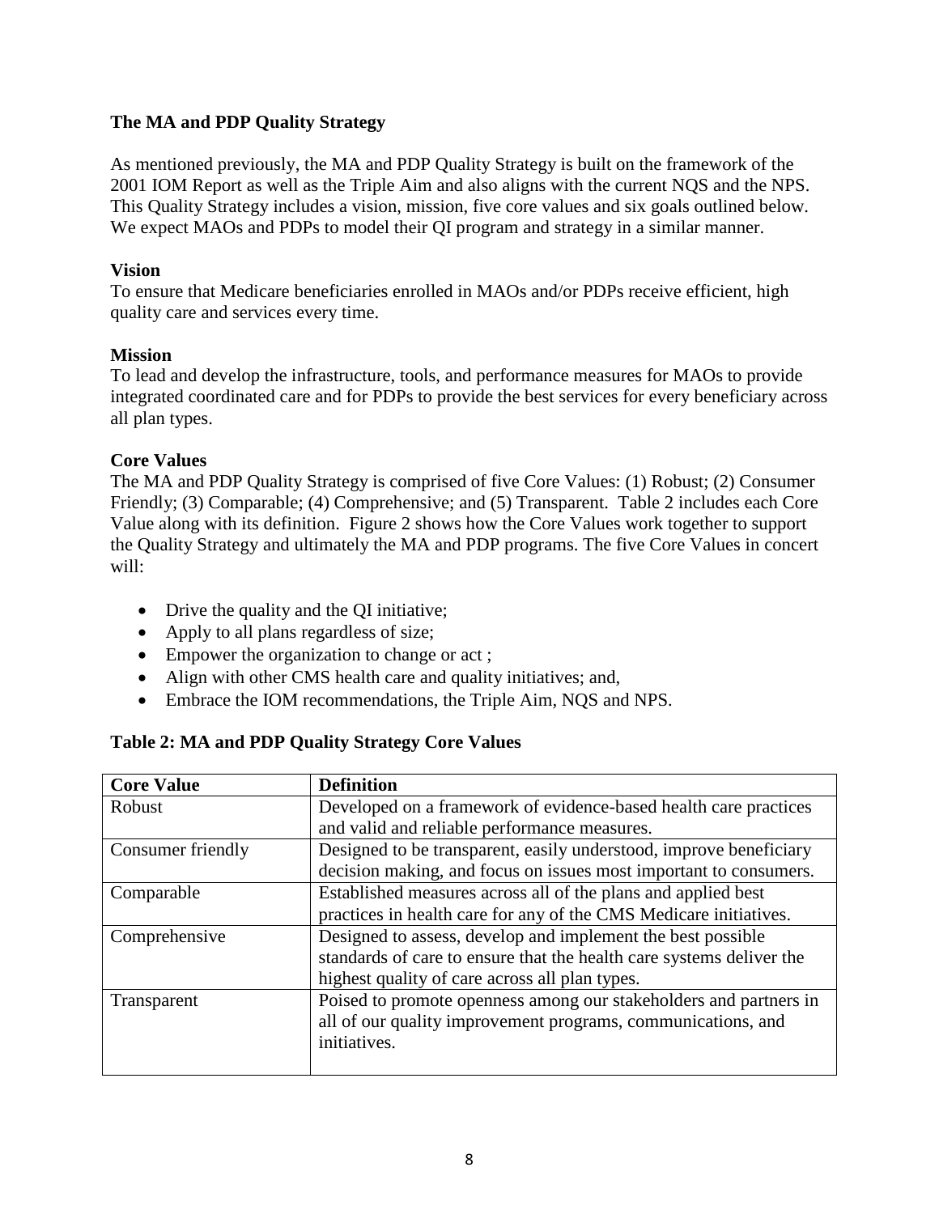### The MA and PDP Quality Strategy

As mentioned previously, the MA and PDP Quality Strategy is built on the framework of the 2001 IOM Report as well as the Triple Aim and also aligns with the current NQS and the NPS. This Quality Strategy includes a vision, mission, five core values and six goals outlined below. We expect MAOs and PDPs to model their QI program and strategy in a similar manner.

**Vision**

To ensure that Medicare beneficiaries enrolled in MAOs and/or PDPs receive efficient, high quality care and services every time.

**Mission**

To lead and develop the infrastructure, tools, and performance measures for MAOs to provide integrated coordinated care and for PDPs to provide the best services for every beneficiary across all plan types.

**Core Values**

The MA and PDP Quality Strategy is comprised of five Core Values: (1) Robust; (2) Consumer Friendly; (3) Comparable; (4) Comprehensive; and (5) Transparent. Table 2 includes each Core Value along with its definition. Figure 2 shows how the Core Values work together to support the Quality Strategy and ultimately the MA and PDP programs. The five Core Values in concert will:

- Drive the quality and the QI initiative;
- Apply to all plans regardless of size;
- Empower the organization to change or act ;
- Align with other CMS health care and quality initiatives; and,
- Embrace the IOM recommendations, the Triple Aim, NQS and NPS.

**Table 2: MA and PDP Quality Strategy Core Values**

| Core Value | Definition |
|---|---|
| Robust | Developed on a framework of evidence-based health care practices and valid and reliable performance measures. |
| Consumer friendly | Designed to be transparent, easily understood, improve beneficiary decision making, and focus on issues most important to consumers. |
| Comparable | Established measures across all of the plans and applied best practices in health care for any of the CMS Medicare initiatives. |
| Comprehensive | Designed to assess, develop and implement the best possible standards of care to ensure that the health care systems deliver the highest quality of care across all plan types. |
| Transparent | Poised to promote openness among our stakeholders and partners in all of our quality improvement programs, communications, and initiatives. |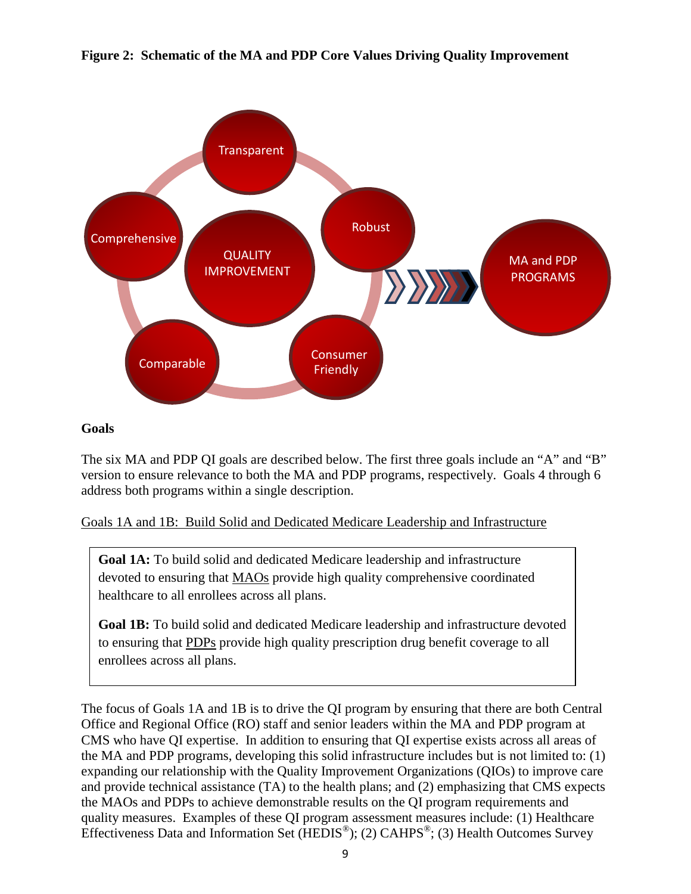**Figure 2: Schematic of the MA and PDP Core Values Driving Quality Improvement**

**Goals**

The six MA and PDP QI goals are described below. The first three goals include an "A" and "B" version to ensure relevance to both the MA and PDP programs, respectively. Goals 4 through 6 address both programs within a single description.

Goals 1A and 1B: Build Solid and Dedicated Medicare Leadership and Infrastructure

> **Goal 1A:** To build solid and dedicated Medicare leadership and infrastructure devoted to ensuring that MAOs provide high quality comprehensive coordinated healthcare to all enrollees across all plans.
>
> **Goal 1B:** To build solid and dedicated Medicare leadership and infrastructure devoted to ensuring that PDPs provide high quality prescription drug benefit coverage to all enrollees across all plans.

The focus of Goals 1A and 1B is to drive the QI program by ensuring that there are both Central Office and Regional Office (RO) staff and senior leaders within the MA and PDP program at CMS who have QI expertise. In addition to ensuring that QI expertise exists across all areas of the MA and PDP programs, developing this solid infrastructure includes but is not limited to: (1) expanding our relationship with the Quality Improvement Organizations (QIOs) to improve care and provide technical assistance (TA) to the health plans; and (2) emphasizing that CMS expects the MAOs and PDPs to achieve demonstrable results on the QI program requirements and quality measures. Examples of these QI program assessment measures include: (1) Healthcare Effectiveness Data and Information Set (HEDIS®); (2) CAHPS®; (3) Health Outcomes Survey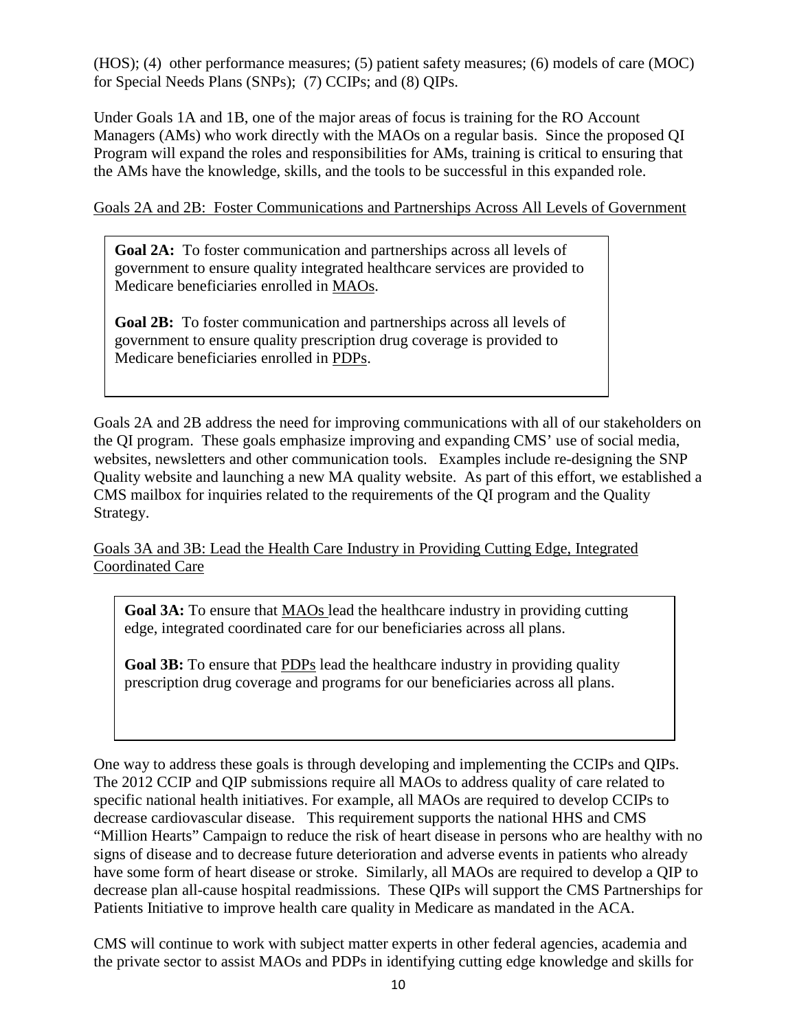(HOS); (4) other performance measures; (5) patient safety measures; (6) models of care (MOC) for Special Needs Plans (SNPs); (7) CCIPs; and (8) QIPs.

Under Goals 1A and 1B, one of the major areas of focus is training for the RO Account Managers (AMs) who work directly with the MAOs on a regular basis. Since the proposed QI Program will expand the roles and responsibilities for AMs, training is critical to ensuring that the AMs have the knowledge, skills, and the tools to be successful in this expanded role.

<u>Goals 2A and 2B: Foster Communications and Partnerships Across All Levels of Government</u>

> **Goal 2A:** To foster communication and partnerships across all levels of government to ensure quality integrated healthcare services are provided to Medicare beneficiaries enrolled in <u>MAOs</u>.
>
> **Goal 2B:** To foster communication and partnerships across all levels of government to ensure quality prescription drug coverage is provided to Medicare beneficiaries enrolled in <u>PDPs</u>.

Goals 2A and 2B address the need for improving communications with all of our stakeholders on the QI program. These goals emphasize improving and expanding CMS' use of social media, websites, newsletters and other communication tools. Examples include re-designing the SNP Quality website and launching a new MA quality website. As part of this effort, we established a CMS mailbox for inquiries related to the requirements of the QI program and the Quality Strategy.

<u>Goals 3A and 3B: Lead the Health Care Industry in Providing Cutting Edge, Integrated Coordinated Care</u>

> **Goal 3A:** To ensure that <u>MAOs</u> lead the healthcare industry in providing cutting edge, integrated coordinated care for our beneficiaries across all plans.
>
> **Goal 3B:** To ensure that <u>PDPs</u> lead the healthcare industry in providing quality prescription drug coverage and programs for our beneficiaries across all plans.

One way to address these goals is through developing and implementing the CCIPs and QIPs. The 2012 CCIP and QIP submissions require all MAOs to address quality of care related to specific national health initiatives. For example, all MAOs are required to develop CCIPs to decrease cardiovascular disease. This requirement supports the national HHS and CMS "Million Hearts" Campaign to reduce the risk of heart disease in persons who are healthy with no signs of disease and to decrease future deterioration and adverse events in patients who already have some form of heart disease or stroke. Similarly, all MAOs are required to develop a QIP to decrease plan all-cause hospital readmissions. These QIPs will support the CMS Partnerships for Patients Initiative to improve health care quality in Medicare as mandated in the ACA.

CMS will continue to work with subject matter experts in other federal agencies, academia and the private sector to assist MAOs and PDPs in identifying cutting edge knowledge and skills for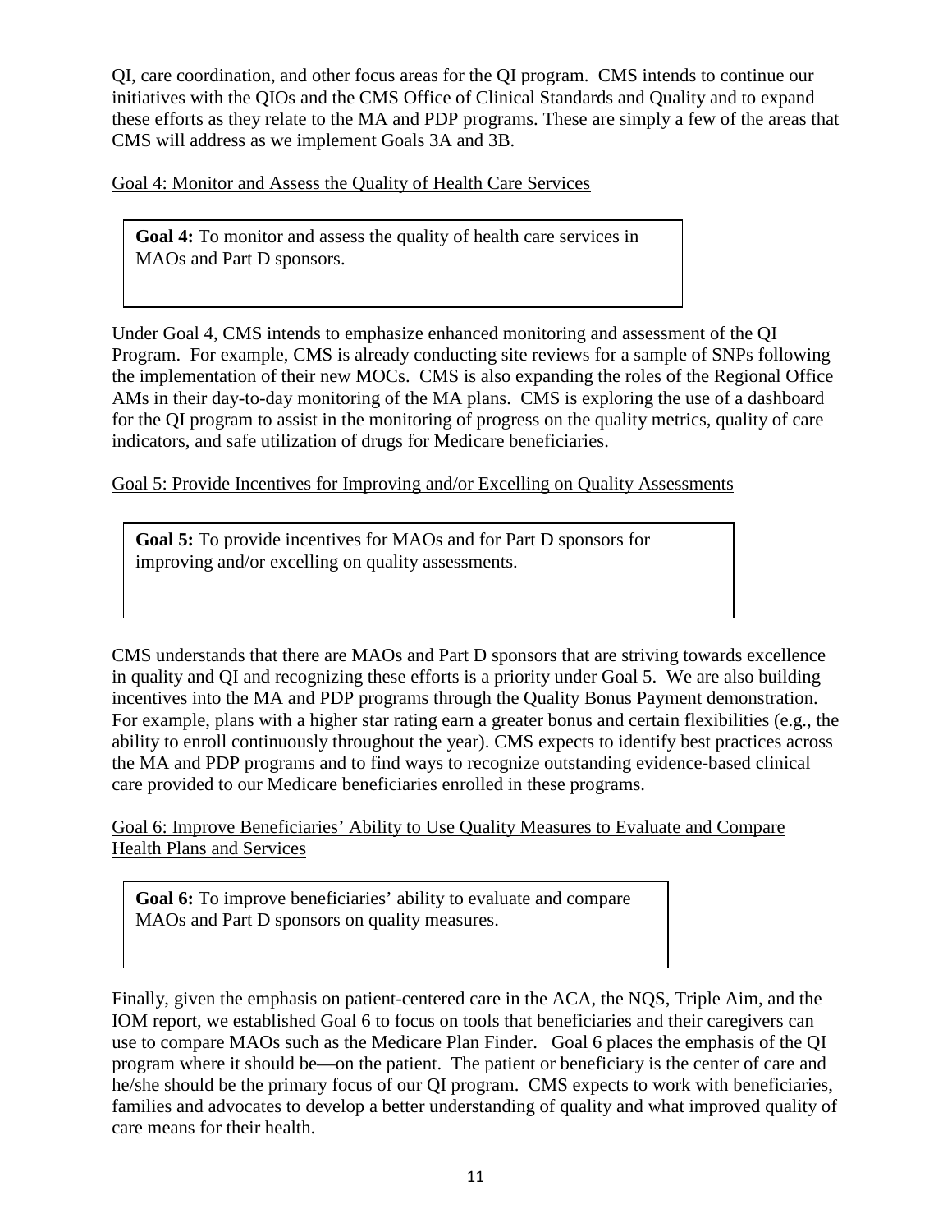QI, care coordination, and other focus areas for the QI program. CMS intends to continue our initiatives with the QIOs and the CMS Office of Clinical Standards and Quality and to expand these efforts as they relate to the MA and PDP programs. These are simply a few of the areas that CMS will address as we implement Goals 3A and 3B.

Goal 4: Monitor and Assess the Quality of Health Care Services

> **Goal 4:** To monitor and assess the quality of health care services in MAOs and Part D sponsors.

Under Goal 4, CMS intends to emphasize enhanced monitoring and assessment of the QI Program. For example, CMS is already conducting site reviews for a sample of SNPs following the implementation of their new MOCs. CMS is also expanding the roles of the Regional Office AMs in their day-to-day monitoring of the MA plans. CMS is exploring the use of a dashboard for the QI program to assist in the monitoring of progress on the quality metrics, quality of care indicators, and safe utilization of drugs for Medicare beneficiaries.

Goal 5: Provide Incentives for Improving and/or Excelling on Quality Assessments

> **Goal 5:** To provide incentives for MAOs and for Part D sponsors for improving and/or excelling on quality assessments.

CMS understands that there are MAOs and Part D sponsors that are striving towards excellence in quality and QI and recognizing these efforts is a priority under Goal 5. We are also building incentives into the MA and PDP programs through the Quality Bonus Payment demonstration. For example, plans with a higher star rating earn a greater bonus and certain flexibilities (e.g., the ability to enroll continuously throughout the year). CMS expects to identify best practices across the MA and PDP programs and to find ways to recognize outstanding evidence-based clinical care provided to our Medicare beneficiaries enrolled in these programs.

Goal 6: Improve Beneficiaries' Ability to Use Quality Measures to Evaluate and Compare Health Plans and Services

> **Goal 6:** To improve beneficiaries' ability to evaluate and compare MAOs and Part D sponsors on quality measures.

Finally, given the emphasis on patient-centered care in the ACA, the NQS, Triple Aim, and the IOM report, we established Goal 6 to focus on tools that beneficiaries and their caregivers can use to compare MAOs such as the Medicare Plan Finder. Goal 6 places the emphasis of the QI program where it should be—on the patient. The patient or beneficiary is the center of care and he/she should be the primary focus of our QI program. CMS expects to work with beneficiaries, families and advocates to develop a better understanding of quality and what improved quality of care means for their health.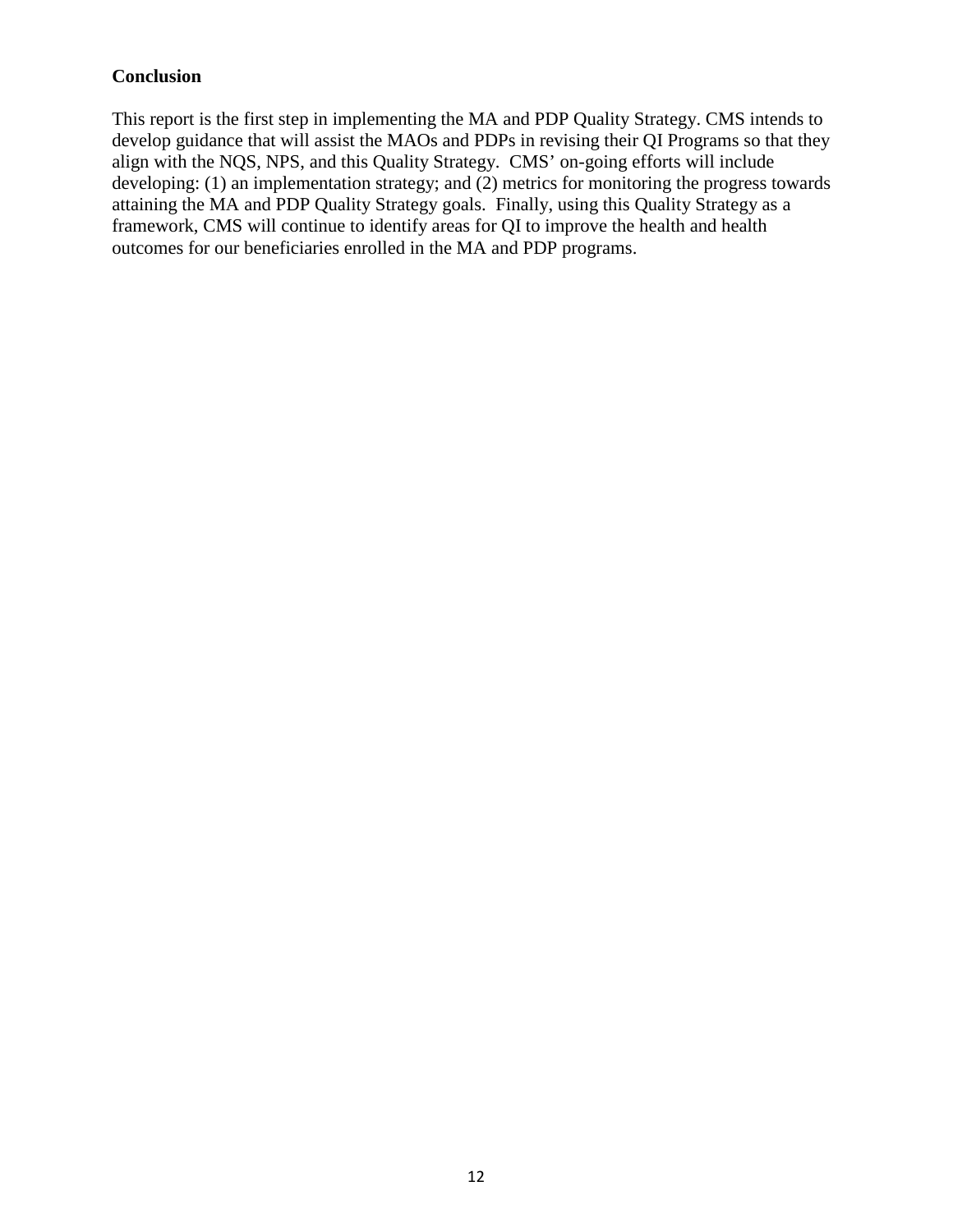**Conclusion**

This report is the first step in implementing the MA and PDP Quality Strategy. CMS intends to develop guidance that will assist the MAOs and PDPs in revising their QI Programs so that they align with the NQS, NPS, and this Quality Strategy. CMS' on-going efforts will include developing: (1) an implementation strategy; and (2) metrics for monitoring the progress towards attaining the MA and PDP Quality Strategy goals. Finally, using this Quality Strategy as a framework, CMS will continue to identify areas for QI to improve the health and health outcomes for our beneficiaries enrolled in the MA and PDP programs.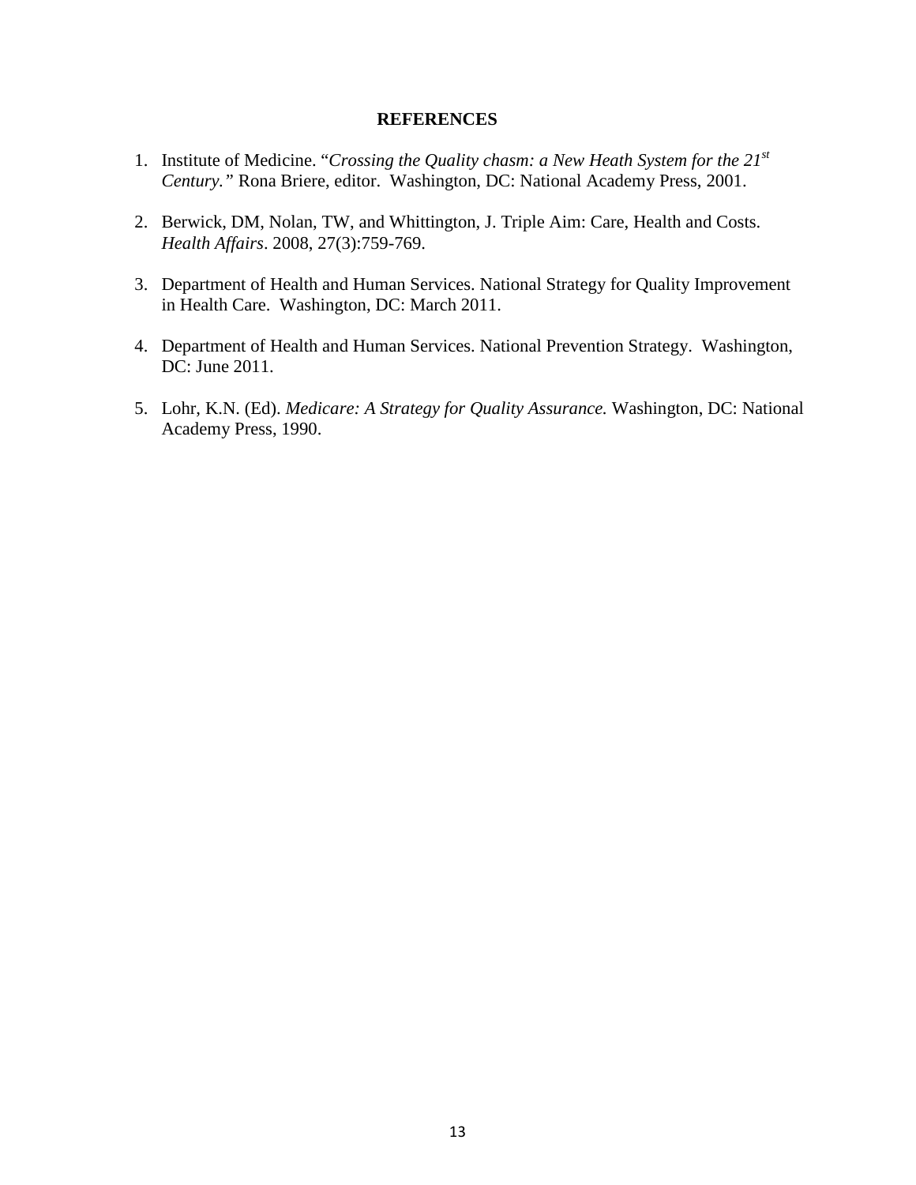## REFERENCES

1. Institute of Medicine. "*Crossing the Quality chasm: a New Heath System for the 21st Century.*" Rona Briere, editor. Washington, DC: National Academy Press, 2001.

2. Berwick, DM, Nolan, TW, and Whittington, J. Triple Aim: Care, Health and Costs. *Health Affairs*. 2008, 27(3):759-769.

3. Department of Health and Human Services. National Strategy for Quality Improvement in Health Care. Washington, DC: March 2011.

4. Department of Health and Human Services. National Prevention Strategy. Washington, DC: June 2011.

5. Lohr, K.N. (Ed). *Medicare: A Strategy for Quality Assurance.* Washington, DC: National Academy Press, 1990.